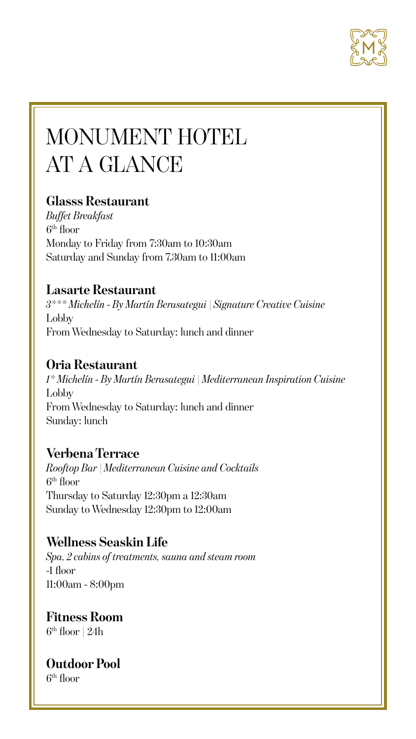# MONUMENT HOTEL AT A GLANCE

**Glasss Restaurant**
*Buffet Breakfast*
6th floor
Monday to Friday from 7:30am to 10:30am
Saturday and Sunday from 7.30am to 11:00am

**Lasarte Restaurant**
*3*** Michelín - By Martín Berasategui | Signature Creative Cuisine*
Lobby
From Wednesday to Saturday: lunch and dinner

**Oria Restaurant**
*1* Michelín - By Martín Berasategui | Mediterranean Inspiration Cuisine*
Lobby
From Wednesday to Saturday: lunch and dinner
Sunday: lunch

**Verbena Terrace**
*Rooftop Bar | Mediterranean Cuisine and Cocktails*
6th floor
Thursday to Saturday 12:30pm a 12:30am
Sunday to Wednesday 12:30pm to 12:00am

**Wellness Seaskin Life**
*Spa, 2 cabins of treatments, sauna and steam room*
-1 floor
11:00am - 8:00pm

**Fitness Room**
6th floor | 24h

**Outdoor Pool**
6th floor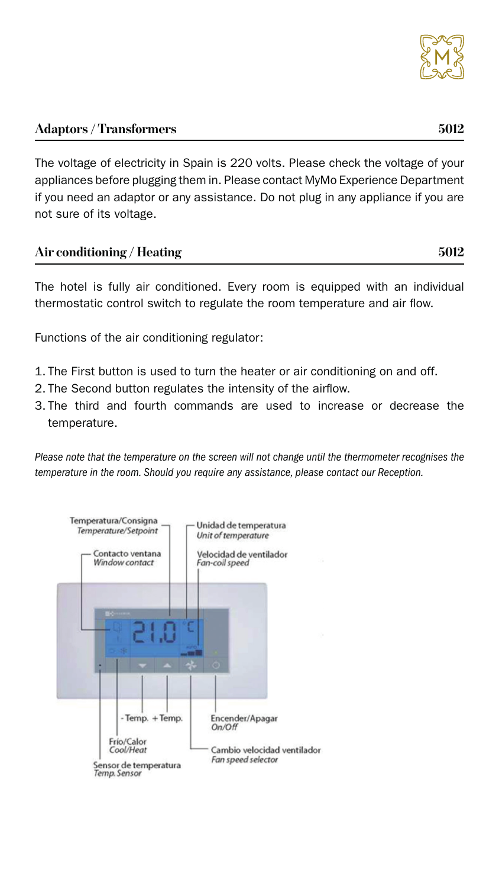## Adaptors / Transformers 5012

The voltage of electricity in Spain is 220 volts. Please check the voltage of your appliances before plugging them in. Please contact MyMo Experience Department if you need an adaptor or any assistance. Do not plug in any appliance if you are not sure of its voltage.

## Air conditioning / Heating 5012

The hotel is fully air conditioned. Every room is equipped with an individual thermostatic control switch to regulate the room temperature and air flow.

Functions of the air conditioning regulator:

1. The First button is used to turn the heater or air conditioning on and off.
2. The Second button regulates the intensity of the airflow.
3. The third and fourth commands are used to increase or decrease the temperature.

*Please note that the temperature on the screen will not change until the thermometer recognises the temperature in the room. Should you require any assistance, please contact our Reception.*

Temperatura/Consigna
*Temperature/Setpoint*

Unidad de temperatura
*Unit of temperature*

Contacto ventana
*Window contact*

Velocidad de ventilador
*Fan-coil speed*

21.0 °C

- Temp. + Temp.

Encender/Apagar
*On/Off*

Frío/Calor
*Cool/Heat*

Cambio velocidad ventilador
*Fan speed selector*

Sensor de temperatura
*Temp. Sensor*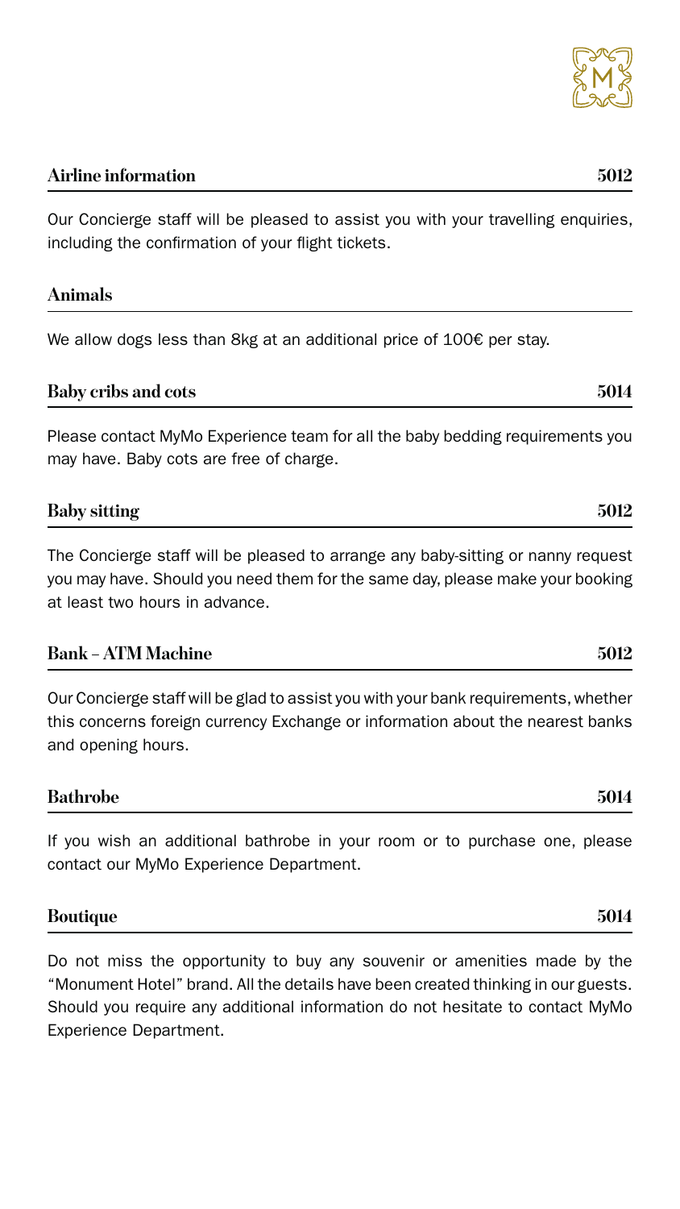## Airline information 5012

Our Concierge staff will be pleased to assist you with your travelling enquiries, including the confirmation of your flight tickets.

## Animals

We allow dogs less than 8kg at an additional price of 100€ per stay.

## Baby cribs and cots 5014

Please contact MyMo Experience team for all the baby bedding requirements you may have. Baby cots are free of charge.

## Baby sitting 5012

The Concierge staff will be pleased to arrange any baby-sitting or nanny request you may have. Should you need them for the same day, please make your booking at least two hours in advance.

## Bank – ATM Machine 5012

Our Concierge staff will be glad to assist you with your bank requirements, whether this concerns foreign currency Exchange or information about the nearest banks and opening hours.

## Bathrobe 5014

If you wish an additional bathrobe in your room or to purchase one, please contact our MyMo Experience Department.

## Boutique 5014

Do not miss the opportunity to buy any souvenir or amenities made by the "Monument Hotel" brand. All the details have been created thinking in our guests. Should you require any additional information do not hesitate to contact MyMo Experience Department.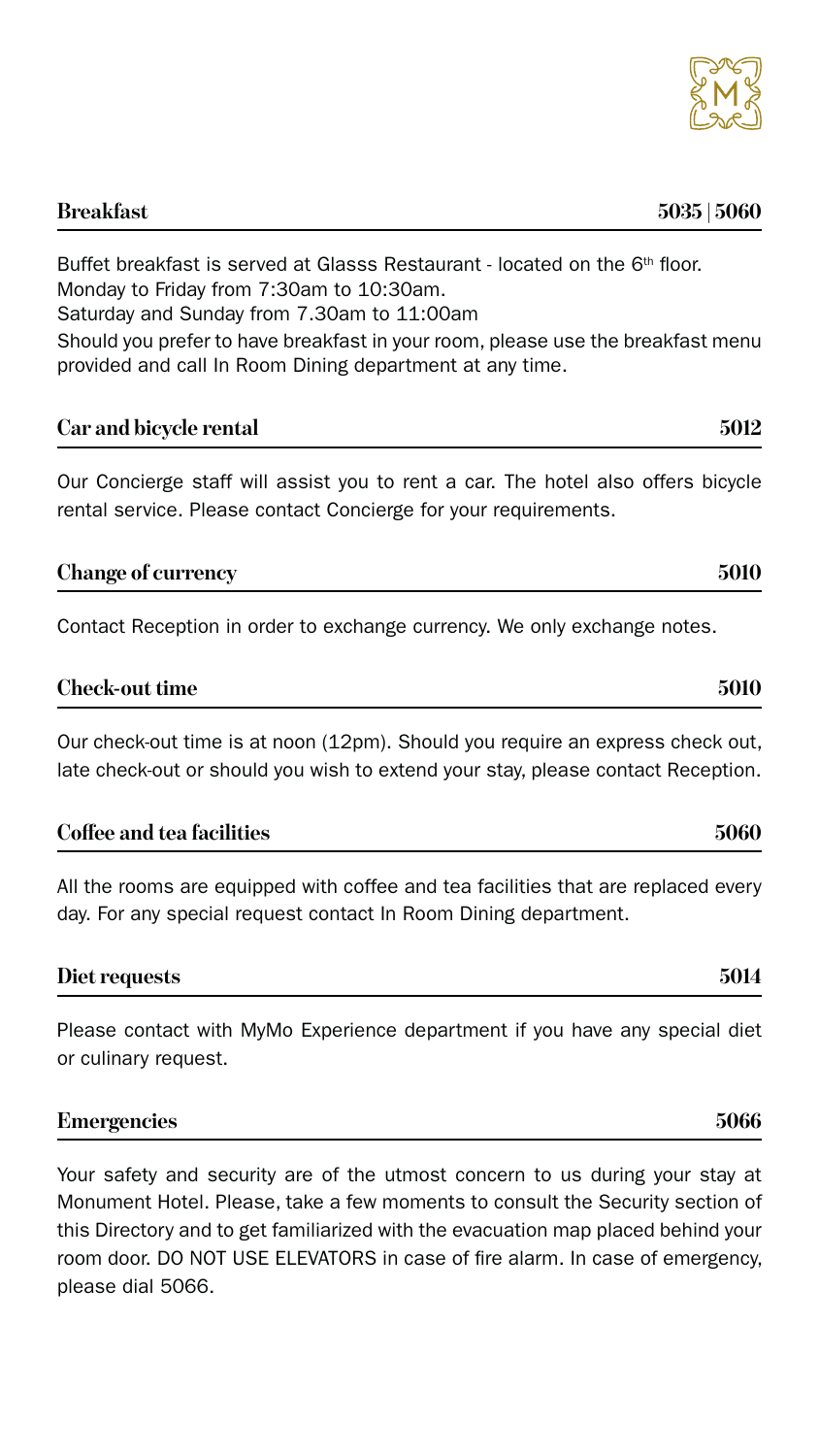## Breakfast 5035 | 5060

Buffet breakfast is served at Glasss Restaurant - located on the 6th floor.
Monday to Friday from 7:30am to 10:30am.
Saturday and Sunday from 7.30am to 11:00am
Should you prefer to have breakfast in your room, please use the breakfast menu provided and call In Room Dining department at any time.

## Car and bicycle rental 5012

Our Concierge staff will assist you to rent a car. The hotel also offers bicycle rental service. Please contact Concierge for your requirements.

## Change of currency 5010

Contact Reception in order to exchange currency. We only exchange notes.

## Check-out time 5010

Our check-out time is at noon (12pm). Should you require an express check out, late check-out or should you wish to extend your stay, please contact Reception.

## Coffee and tea facilities 5060

All the rooms are equipped with coffee and tea facilities that are replaced every day. For any special request contact In Room Dining department.

## Diet requests 5014

Please contact with MyMo Experience department if you have any special diet or culinary request.

## Emergencies 5066

Your safety and security are of the utmost concern to us during your stay at Monument Hotel. Please, take a few moments to consult the Security section of this Directory and to get familiarized with the evacuation map placed behind your room door. DO NOT USE ELEVATORS in case of fire alarm. In case of emergency, please dial 5066.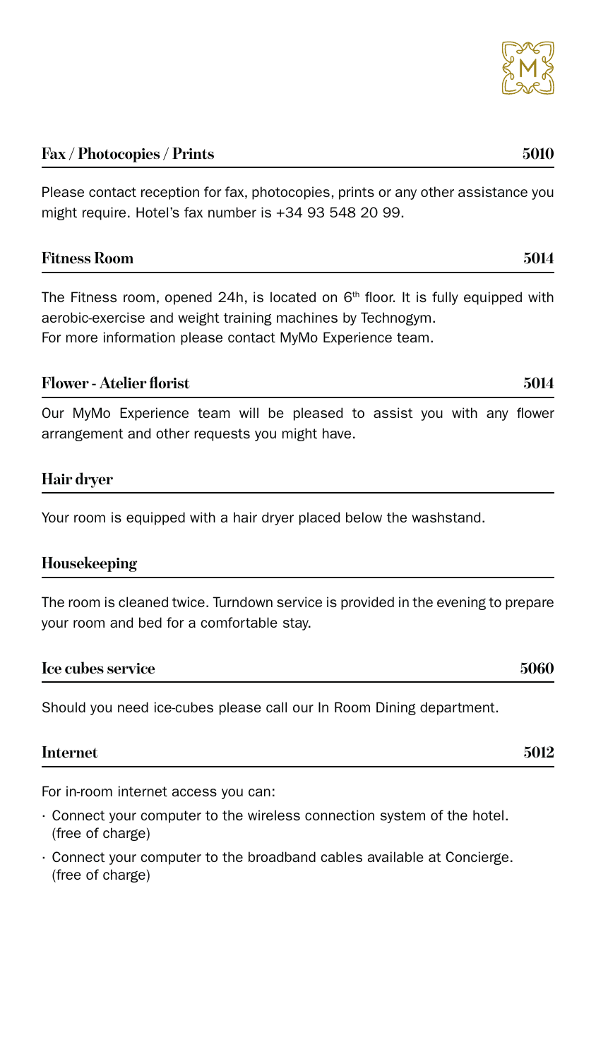## Fax / Photocopies / Prints 5010

Please contact reception for fax, photocopies, prints or any other assistance you might require. Hotel's fax number is +34 93 548 20 99.

## Fitness Room 5014

The Fitness room, opened 24h, is located on 6th floor. It is fully equipped with aerobic-exercise and weight training machines by Technogym.
For more information please contact MyMo Experience team.

## Flower - Atelier florist 5014

Our MyMo Experience team will be pleased to assist you with any flower arrangement and other requests you might have.

## Hair dryer

Your room is equipped with a hair dryer placed below the washstand.

## Housekeeping

The room is cleaned twice. Turndown service is provided in the evening to prepare your room and bed for a comfortable stay.

## Ice cubes service 5060

Should you need ice-cubes please call our In Room Dining department.

## Internet 5012

For in-room internet access you can:

- Connect your computer to the wireless connection system of the hotel. (free of charge)
- Connect your computer to the broadband cables available at Concierge. (free of charge)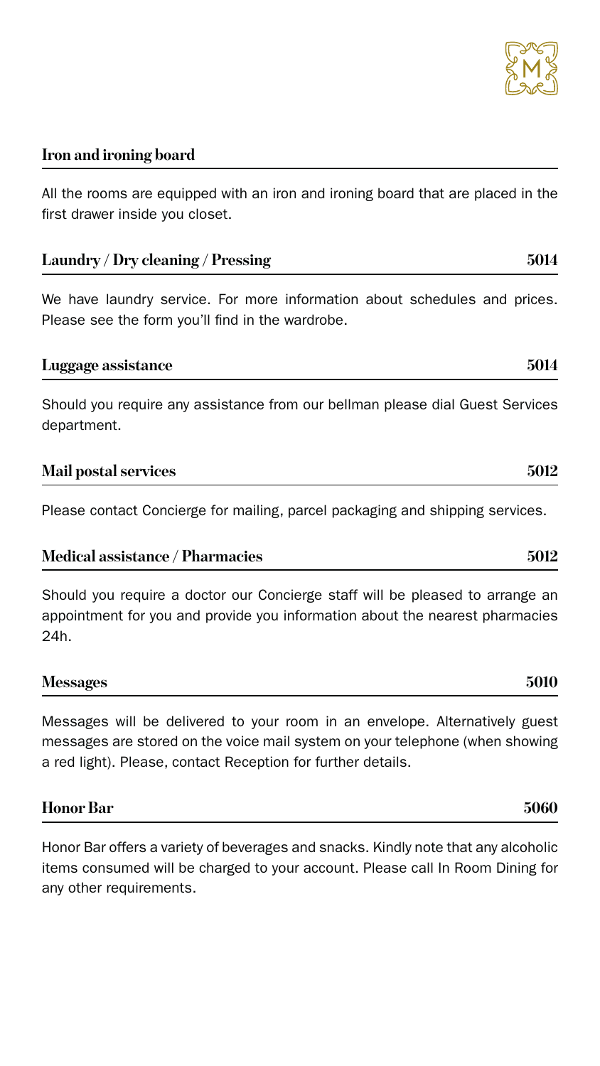## Iron and ironing board

All the rooms are equipped with an iron and ironing board that are placed in the first drawer inside you closet.

## Laundry / Dry cleaning / Pressing 5014

We have laundry service. For more information about schedules and prices. Please see the form you'll find in the wardrobe.

## Luggage assistance 5014

Should you require any assistance from our bellman please dial Guest Services department.

## Mail postal services 5012

Please contact Concierge for mailing, parcel packaging and shipping services.

## Medical assistance / Pharmacies 5012

Should you require a doctor our Concierge staff will be pleased to arrange an appointment for you and provide you information about the nearest pharmacies 24h.

## Messages 5010

Messages will be delivered to your room in an envelope. Alternatively guest messages are stored on the voice mail system on your telephone (when showing a red light). Please, contact Reception for further details.

## Honor Bar 5060

Honor Bar offers a variety of beverages and snacks. Kindly note that any alcoholic items consumed will be charged to your account. Please call In Room Dining for any other requirements.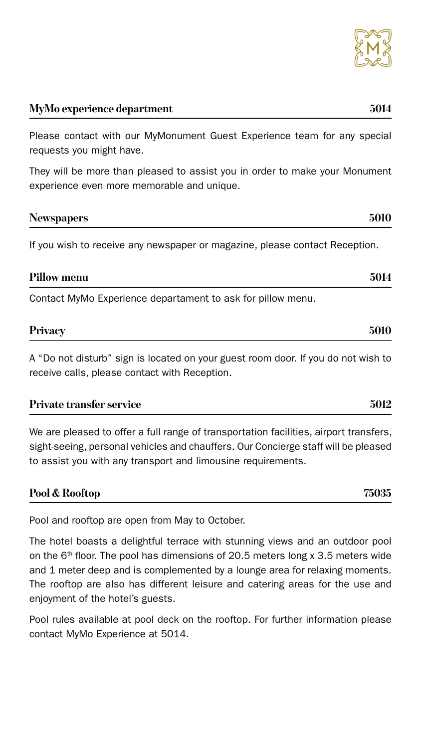## MyMo experience department 5014

Please contact with our MyMonument Guest Experience team for any special requests you might have.

They will be more than pleased to assist you in order to make your Monument experience even more memorable and unique.

## Newspapers 5010

If you wish to receive any newspaper or magazine, please contact Reception.

## Pillow menu 5014

Contact MyMo Experience departament to ask for pillow menu.

## Privacy 5010

A "Do not disturb" sign is located on your guest room door. If you do not wish to receive calls, please contact with Reception.

## Private transfer service 5012

We are pleased to offer a full range of transportation facilities, airport transfers, sight-seeing, personal vehicles and chauffers. Our Concierge staff will be pleased to assist you with any transport and limousine requirements.

## Pool & Rooftop 75035

Pool and rooftop are open from May to October.

The hotel boasts a delightful terrace with stunning views and an outdoor pool on the 6th floor. The pool has dimensions of 20.5 meters long x 3.5 meters wide and 1 meter deep and is complemented by a lounge area for relaxing moments. The rooftop are also has different leisure and catering areas for the use and enjoyment of the hotel's guests.

Pool rules available at pool deck on the rooftop. For further information please contact MyMo Experience at 5014.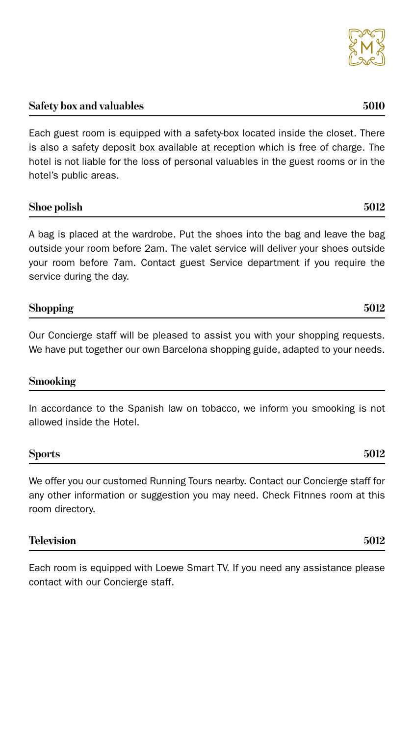## Safety box and valuables 5010

Each guest room is equipped with a safety-box located inside the closet. There is also a safety deposit box available at reception which is free of charge. The hotel is not liable for the loss of personal valuables in the guest rooms or in the hotel's public areas.

## Shoe polish 5012

A bag is placed at the wardrobe. Put the shoes into the bag and leave the bag outside your room before 2am. The valet service will deliver your shoes outside your room before 7am. Contact guest Service department if you require the service during the day.

## Shopping 5012

Our Concierge staff will be pleased to assist you with your shopping requests. We have put together our own Barcelona shopping guide, adapted to your needs.

## Smooking

In accordance to the Spanish law on tobacco, we inform you smooking is not allowed inside the Hotel.

## Sports 5012

We offer you our customed Running Tours nearby. Contact our Concierge staff for any other information or suggestion you may need. Check Fitnnes room at this room directory.

## Television 5012

Each room is equipped with Loewe Smart TV. If you need any assistance please contact with our Concierge staff.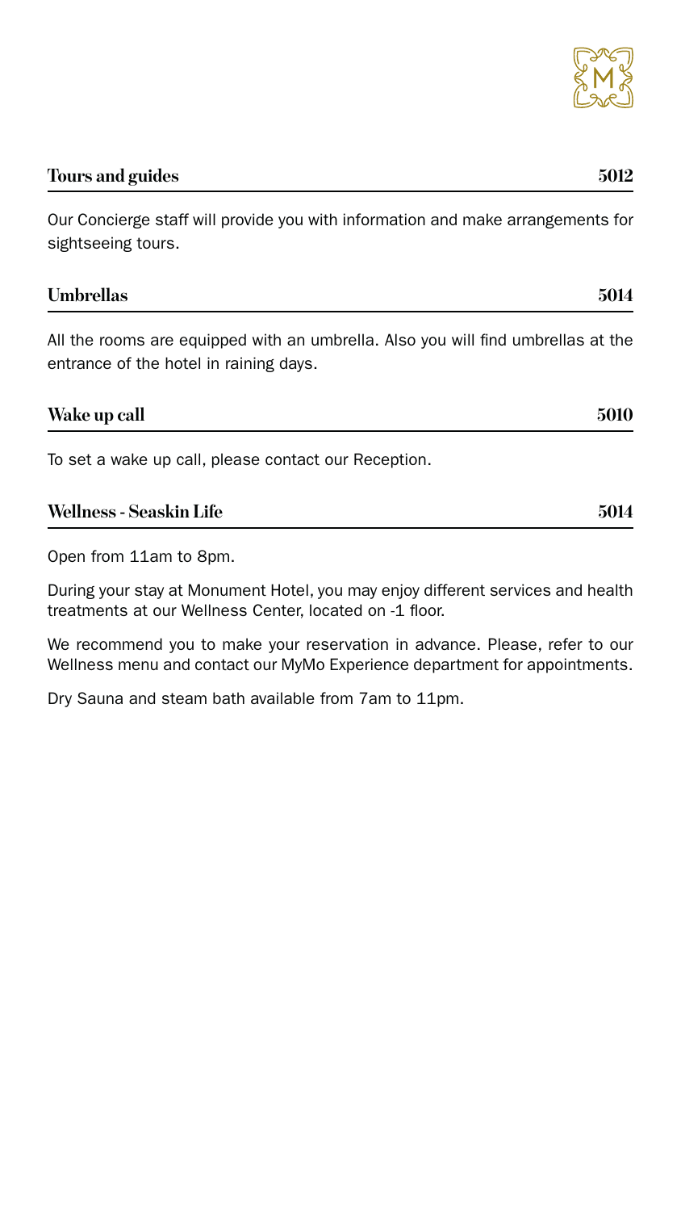## Tours and guides — 5012

Our Concierge staff will provide you with information and make arrangements for sightseeing tours.

## Umbrellas — 5014

All the rooms are equipped with an umbrella. Also you will find umbrellas at the entrance of the hotel in raining days.

## Wake up call — 5010

To set a wake up call, please contact our Reception.

## Wellness - Seaskin Life — 5014

Open from 11am to 8pm.

During your stay at Monument Hotel, you may enjoy different services and health treatments at our Wellness Center, located on -1 floor.

We recommend you to make your reservation in advance. Please, refer to our Wellness menu and contact our MyMo Experience department for appointments.

Dry Sauna and steam bath available from 7am to 11pm.